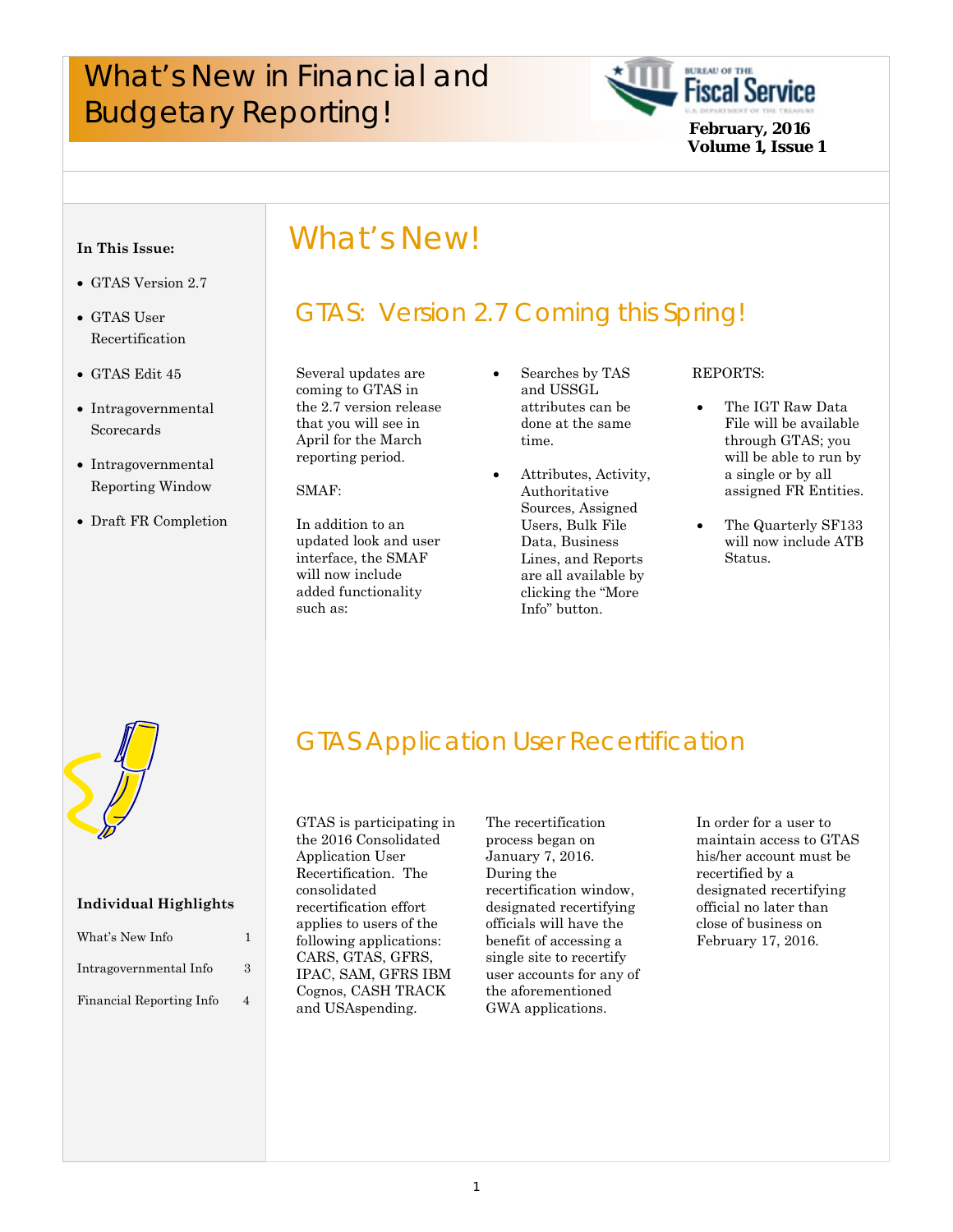# What's New in Financial and Budgetary Reporting!

**February, 2016**
**Volume 1, Issue 1**

**In This Issue:**

- GTAS Version 2.7
- GTAS User Recertification
- GTAS Edit 45
- Intragovernmental Scorecards
- Intragovernmental Reporting Window
- Draft FR Completion

**Individual Highlights**

| | |
|---|---|
| What's New Info | 1 |
| Intragovernmental Info | 3 |
| Financial Reporting Info | 4 |

# What's New!

## GTAS: Version 2.7 Coming this Spring!

Several updates are coming to GTAS in the 2.7 version release that you will see in April for the March reporting period.

SMAF:

In addition to an updated look and user interface, the SMAF will now include added functionality such as:

- Searches by TAS and USSGL attributes can be done at the same time.
- Attributes, Activity, Authoritative Sources, Assigned Users, Bulk File Data, Business Lines, and Reports are all available by clicking the "More Info" button.

REPORTS:

- The IGT Raw Data File will be available through GTAS; you will be able to run by a single or by all assigned FR Entities.
- The Quarterly SF133 will now include ATB Status.

## GTAS Application User Recertification

GTAS is participating in the 2016 Consolidated Application User Recertification. The consolidated recertification effort applies to users of the following applications: CARS, GTAS, GFRS, IPAC, SAM, GFRS IBM Cognos, CASH TRACK and USAspending.

The recertification process began on January 7, 2016. During the recertification window, designated recertifying officials will have the benefit of accessing a single site to recertify user accounts for any of the aforementioned GWA applications.

In order for a user to maintain access to GTAS his/her account must be recertified by a designated recertifying official no later than close of business on February 17, 2016.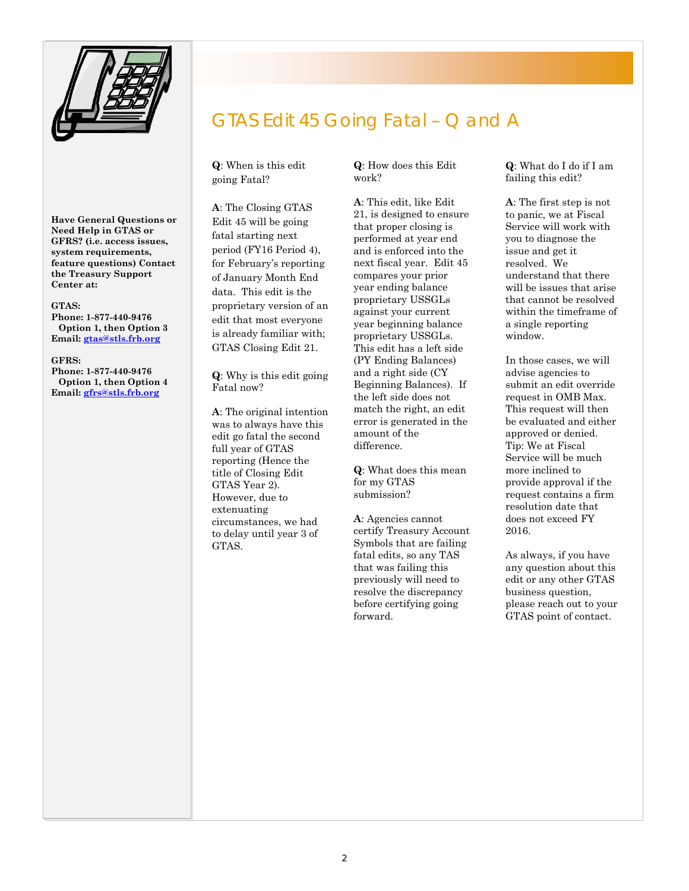# GTAS Edit 45 Going Fatal – Q and A

**Q**: When is this edit going Fatal?

**A**: The Closing GTAS Edit 45 will be going fatal starting next period (FY16 Period 4), for February's reporting of January Month End data. This edit is the proprietary version of an edit that most everyone is already familiar with; GTAS Closing Edit 21.

**Q**: Why is this edit going Fatal now?

**A**: The original intention was to always have this edit go fatal the second full year of GTAS reporting (Hence the title of Closing Edit GTAS Year 2). However, due to extenuating circumstances, we had to delay until year 3 of GTAS.

**Q**: How does this Edit work?

**A**: This edit, like Edit 21, is designed to ensure that proper closing is performed at year end and is enforced into the next fiscal year. Edit 45 compares your prior year ending balance proprietary USSGLs against your current year beginning balance proprietary USSGLs. This edit has a left side (PY Ending Balances) and a right side (CY Beginning Balances). If the left side does not match the right, an edit error is generated in the amount of the difference.

**Q**: What does this mean for my GTAS submission?

**A**: Agencies cannot certify Treasury Account Symbols that are failing fatal edits, so any TAS that was failing this previously will need to resolve the discrepancy before certifying going forward.

**Q**: What do I do if I am failing this edit?

**A**: The first step is not to panic, we at Fiscal Service will work with you to diagnose the issue and get it resolved. We understand that there will be issues that arise that cannot be resolved within the timeframe of a single reporting window.

In those cases, we will advise agencies to submit an edit override request in OMB Max. This request will then be evaluated and either approved or denied. Tip: We at Fiscal Service will be much more inclined to provide approval if the request contains a firm resolution date that does not exceed FY 2016.

As always, if you have any question about this edit or any other GTAS business question, please reach out to your GTAS point of contact.

**Have General Questions or Need Help in GTAS or GFRS? (i.e. access issues, system requirements, feature questions) Contact the Treasury Support Center at:**

**GTAS:**
**Phone: 1-877-440-9476**
**Option 1, then Option 3**
**Email: gtas@stls.frb.org**

**GFRS:**
**Phone: 1-877-440-9476**
**Option 1, then Option 4**
**Email: gfrs@stls.frb.org**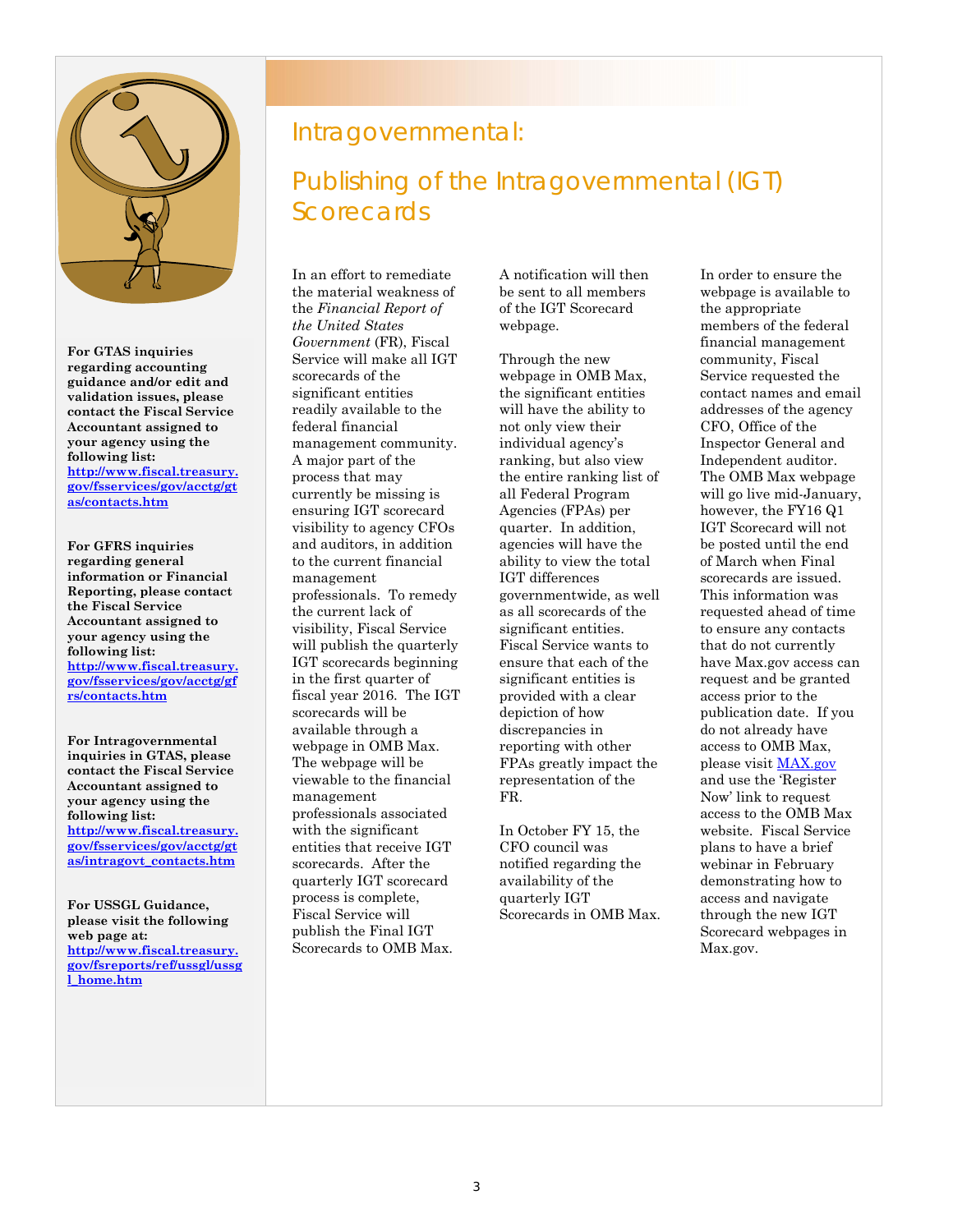**For GTAS inquiries regarding accounting guidance and/or edit and validation issues, please contact the Fiscal Service Accountant assigned to your agency using the following list:** [http://www.fiscal.treasury.gov/fsservices/gov/acctg/gtas/contacts.htm](http://www.fiscal.treasury.gov/fsservices/gov/acctg/gtas/contacts.htm)

**For GFRS inquiries regarding general information or Financial Reporting, please contact the Fiscal Service Accountant assigned to your agency using the following list:** [http://www.fiscal.treasury.gov/fsservices/gov/acctg/gfrs/contacts.htm](http://www.fiscal.treasury.gov/fsservices/gov/acctg/gfrs/contacts.htm)

**For Intragovernmental inquiries in GTAS, please contact the Fiscal Service Accountant assigned to your agency using the following list:** [http://www.fiscal.treasury.gov/fsservices/gov/acctg/gtas/intragovt_contacts.htm](http://www.fiscal.treasury.gov/fsservices/gov/acctg/gtas/intragovt_contacts.htm)

**For USSGL Guidance, please visit the following web page at:** [http://www.fiscal.treasury.gov/fsreports/ref/ussgl/ussgl_home.htm](http://www.fiscal.treasury.gov/fsreports/ref/ussgl/ussgl_home.htm)

# Intragovernmental:

## Publishing of the Intragovernmental (IGT) Scorecards

In an effort to remediate the material weakness of the *Financial Report of the United States Government* (FR), Fiscal Service will make all IGT scorecards of the significant entities readily available to the federal financial management community. A major part of the process that may currently be missing is ensuring IGT scorecard visibility to agency CFOs and auditors, in addition to the current financial management professionals. To remedy the current lack of visibility, Fiscal Service will publish the quarterly IGT scorecards beginning in the first quarter of fiscal year 2016. The IGT scorecards will be available through a webpage in OMB Max. The webpage will be viewable to the financial management professionals associated with the significant entities that receive IGT scorecards. After the quarterly IGT scorecard process is complete, Fiscal Service will publish the Final IGT Scorecards to OMB Max. A notification will then be sent to all members of the IGT Scorecard webpage.

Through the new webpage in OMB Max, the significant entities will have the ability to not only view their individual agency's ranking, but also view the entire ranking list of all Federal Program Agencies (FPAs) per quarter. In addition, agencies will have the ability to view the total IGT differences governmentwide, as well as all scorecards of the significant entities. Fiscal Service wants to ensure that each of the significant entities is provided with a clear depiction of how discrepancies in reporting with other FPAs greatly impact the representation of the FR.

In October FY 15, the CFO council was notified regarding the availability of the quarterly IGT Scorecards in OMB Max.

In order to ensure the webpage is available to the appropriate members of the federal financial management community, Fiscal Service requested the contact names and email addresses of the agency CFO, Office of the Inspector General and Independent auditor. The OMB Max webpage will go live mid-January, however, the FY16 Q1 IGT Scorecard will not be posted until the end of March when Final scorecards are issued. This information was requested ahead of time to ensure any contacts that do not currently have Max.gov access can request and be granted access prior to the publication date. If you do not already have access to OMB Max, please visit [MAX.gov](MAX.gov) and use the 'Register Now' link to request access to the OMB Max website. Fiscal Service plans to have a brief webinar in February demonstrating how to access and navigate through the new IGT Scorecard webpages in Max.gov.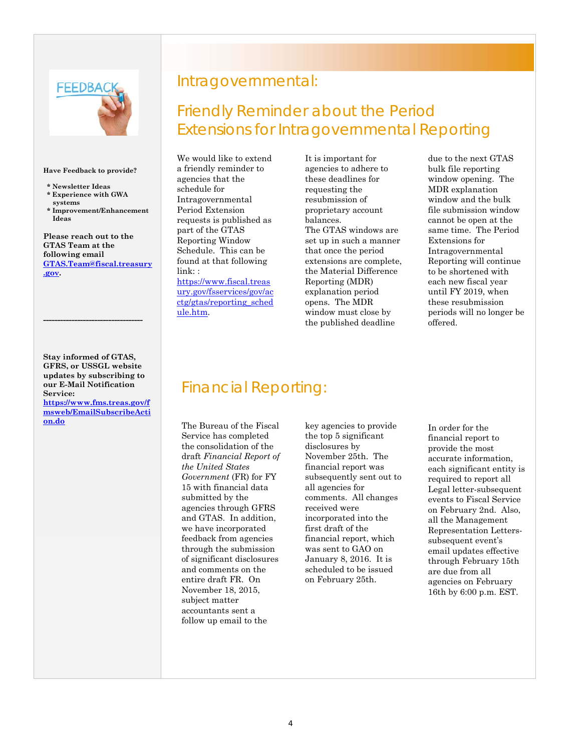**Have Feedback to provide?**

- **Newsletter Ideas**
- **Experience with GWA systems**
- **Improvement/Enhancement Ideas**

**Please reach out to the GTAS Team at the following email [GTAS.Team@fiscal.treasury.gov](mailto:GTAS.Team@fiscal.treasury.gov).**

---

**Stay informed of GTAS, GFRS, or USSGL website updates by subscribing to our E-Mail Notification Service: [https://www.fms.treas.gov/fmsweb/EmailSubscribeAction.do](https://www.fms.treas.gov/fmsweb/EmailSubscribeAction.do)**

# Intragovernmental:

## Friendly Reminder about the Period Extensions for Intragovernmental Reporting

We would like to extend a friendly reminder to agencies that the schedule for Intragovernmental Period Extension requests is published as part of the GTAS Reporting Window Schedule. This can be found at that following link: : [https://www.fiscal.treasury.gov/fsservices/gov/acctg/gtas/reporting_schedule.htm](https://www.fiscal.treasury.gov/fsservices/gov/acctg/gtas/reporting_schedule.htm).

It is important for agencies to adhere to these deadlines for requesting the resubmission of proprietary account balances.
The GTAS windows are set up in such a manner that once the period extensions are complete, the Material Difference Reporting (MDR) explanation period opens. The MDR window must close by the published deadline due to the next GTAS bulk file reporting window opening. The MDR explanation window and the bulk file submission window cannot be open at the same time. The Period Extensions for Intragovernmental Reporting will continue to be shortened with each new fiscal year until FY 2019, when these resubmission periods will no longer be offered.

# Financial Reporting:

The Bureau of the Fiscal Service has completed the consolidation of the draft *Financial Report of the United States Government* (FR) for FY 15 with financial data submitted by the agencies through GFRS and GTAS. In addition, we have incorporated feedback from agencies through the submission of significant disclosures and comments on the entire draft FR. On November 18, 2015, subject matter accountants sent a follow up email to the key agencies to provide the top 5 significant disclosures by November 25th. The financial report was subsequently sent out to all agencies for comments. All changes received were incorporated into the first draft of the financial report, which was sent to GAO on January 8, 2016. It is scheduled to be issued on February 25th.

In order for the financial report to provide the most accurate information, each significant entity is required to report all Legal letter-subsequent events to Fiscal Service on February 2nd. Also, all the Management Representation Letters-subsequent event's email updates effective through February 15th are due from all agencies on February 16th by 6:00 p.m. EST.